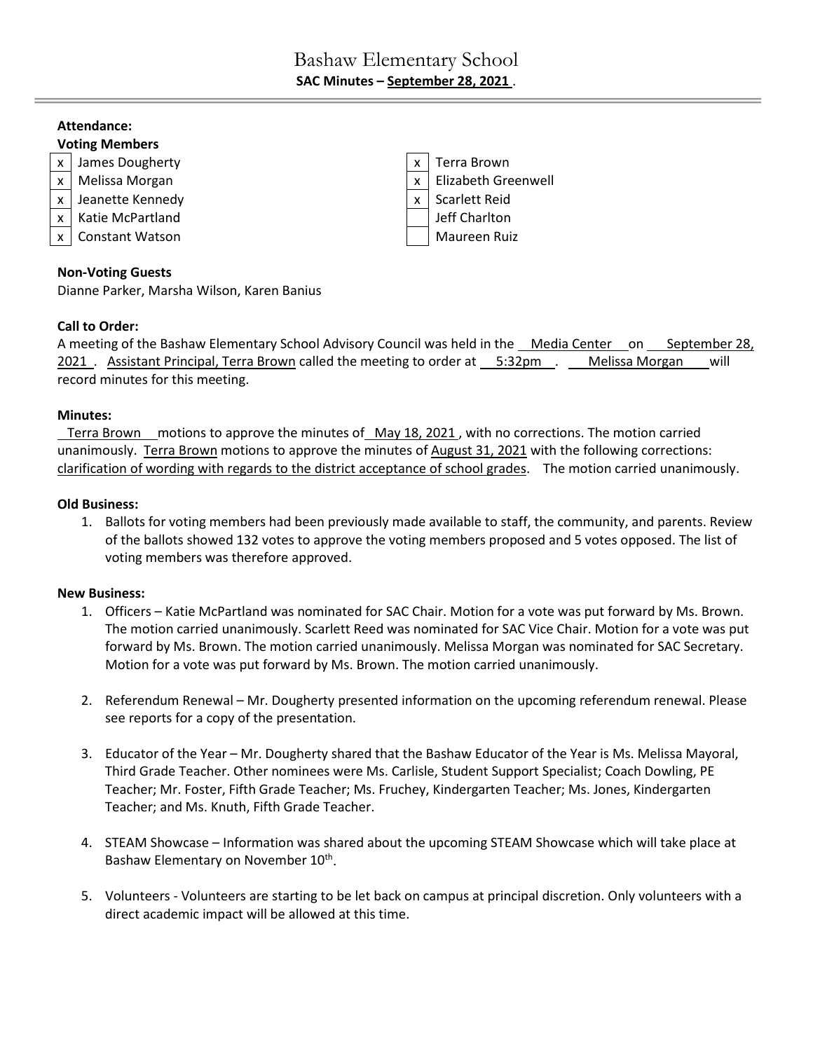# Bashaw Elementary School

**SAC Minutes – September 28, 2021**

**Attendance:**

**Voting Members**

| | | | |
|---|---|---|---|
| x | James Dougherty | x | Terra Brown |
| x | Melissa Morgan | x | Elizabeth Greenwell |
| x | Jeanette Kennedy | x | Scarlett Reid |
| x | Katie McPartland | | Jeff Charlton |
| x | Constant Watson | | Maureen Ruiz |

**Non-Voting Guests**

Dianne Parker, Marsha Wilson, Karen Banius

**Call to Order:**

A meeting of the Bashaw Elementary School Advisory Council was held in the Media Center on September 28, 2021. Assistant Principal, Terra Brown called the meeting to order at 5:32pm. Melissa Morgan will record minutes for this meeting.

**Minutes:**

Terra Brown motions to approve the minutes of May 18, 2021, with no corrections. The motion carried unanimously. Terra Brown motions to approve the minutes of August 31, 2021 with the following corrections: clarification of wording with regards to the district acceptance of school grades. The motion carried unanimously.

**Old Business:**

1. Ballots for voting members had been previously made available to staff, the community, and parents. Review of the ballots showed 132 votes to approve the voting members proposed and 5 votes opposed. The list of voting members was therefore approved.

**New Business:**

1. Officers – Katie McPartland was nominated for SAC Chair. Motion for a vote was put forward by Ms. Brown. The motion carried unanimously. Scarlett Reed was nominated for SAC Vice Chair. Motion for a vote was put forward by Ms. Brown. The motion carried unanimously. Melissa Morgan was nominated for SAC Secretary. Motion for a vote was put forward by Ms. Brown. The motion carried unanimously.

2. Referendum Renewal – Mr. Dougherty presented information on the upcoming referendum renewal. Please see reports for a copy of the presentation.

3. Educator of the Year – Mr. Dougherty shared that the Bashaw Educator of the Year is Ms. Melissa Mayoral, Third Grade Teacher. Other nominees were Ms. Carlisle, Student Support Specialist; Coach Dowling, PE Teacher; Mr. Foster, Fifth Grade Teacher; Ms. Fruchey, Kindergarten Teacher; Ms. Jones, Kindergarten Teacher; and Ms. Knuth, Fifth Grade Teacher.

4. STEAM Showcase – Information was shared about the upcoming STEAM Showcase which will take place at Bashaw Elementary on November 10th.

5. Volunteers - Volunteers are starting to be let back on campus at principal discretion. Only volunteers with a direct academic impact will be allowed at this time.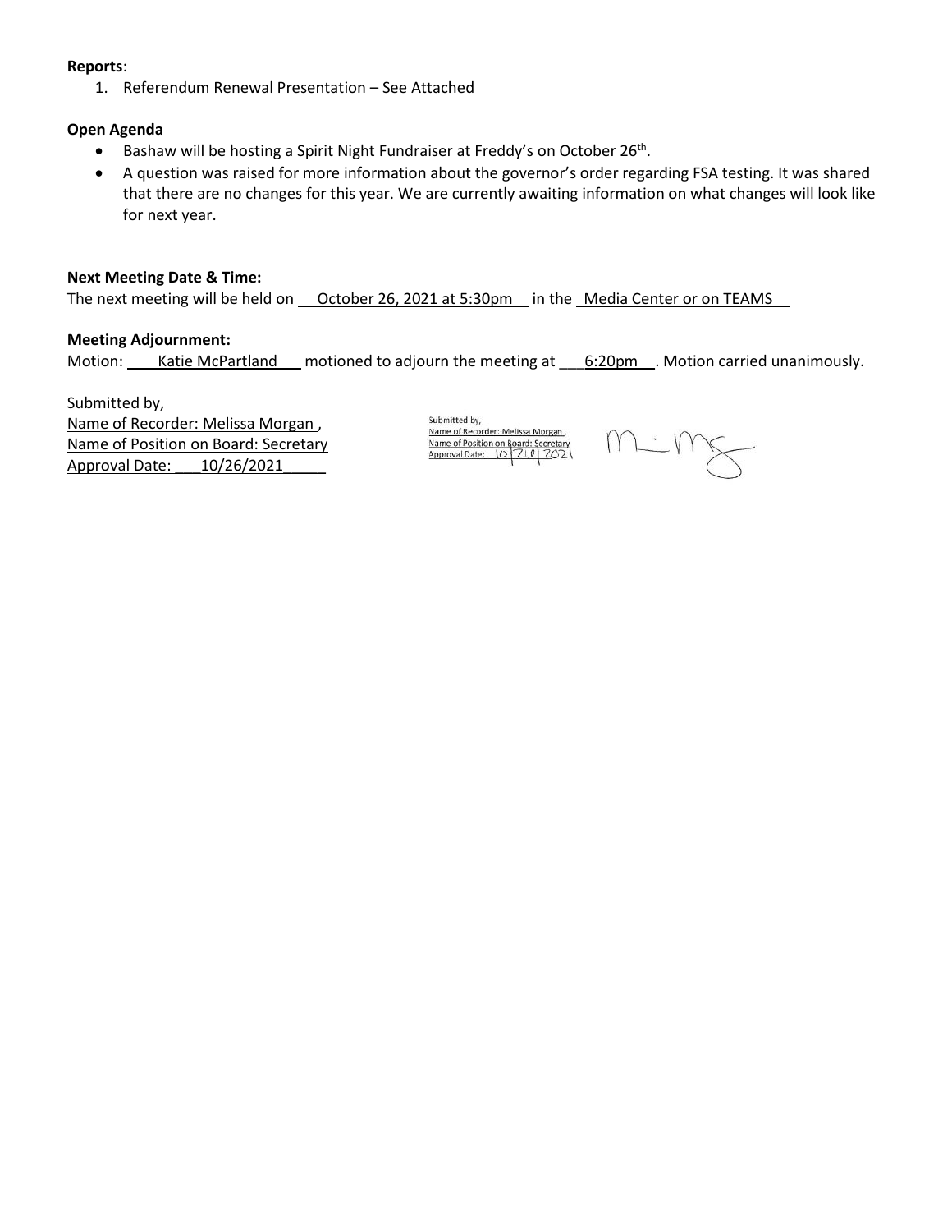**Reports**:

1. Referendum Renewal Presentation – See Attached

**Open Agenda**

- Bashaw will be hosting a Spirit Night Fundraiser at Freddy's on October 26th.
- A question was raised for more information about the governor's order regarding FSA testing. It was shared that there are no changes for this year. We are currently awaiting information on what changes will look like for next year.

**Next Meeting Date & Time:**

The next meeting will be held on October 26, 2021 at 5:30pm in the Media Center or on TEAMS

**Meeting Adjournment:**

Motion: Katie McPartland motioned to adjourn the meeting at 6:20pm. Motion carried unanimously.

Submitted by,
Name of Recorder: Melissa Morgan ,
Name of Position on Board: Secretary
Approval Date: 10/26/2021

Submitted by,
Name of Recorder: Melissa Morgan ,
Name of Position on Board: Secretary
Approval Date: 10/26/2021